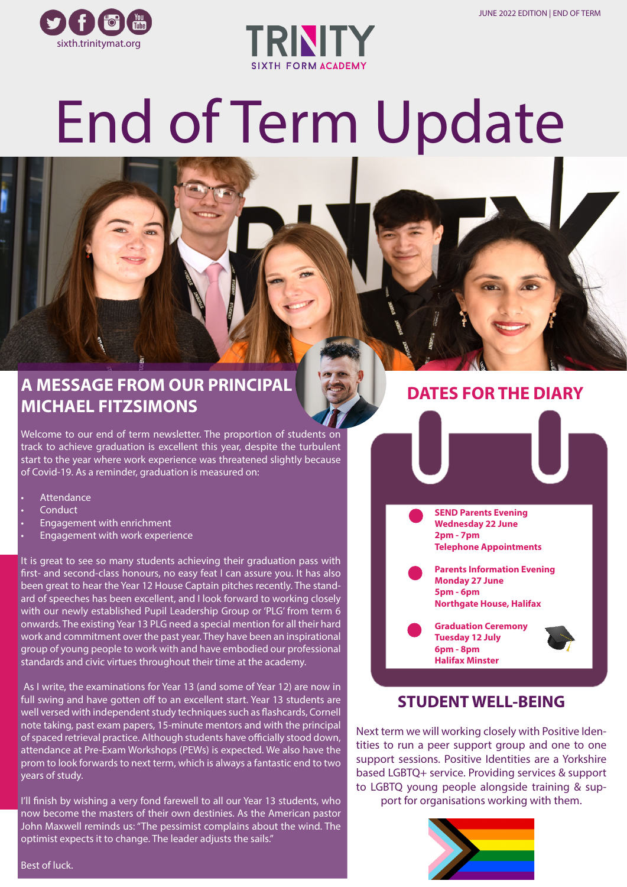JUNE 2022 EDITION | END OF TERM

sixth.trinitymat.org

TRINITY SIXTH FORM ACADEMY

# End of Term Update

## A MESSAGE FROM OUR PRINCIPAL MICHAEL FITZSIMONS

Welcome to our end of term newsletter. The proportion of students on track to achieve graduation is excellent this year, despite the turbulent start to the year where work experience was threatened slightly because of Covid-19. As a reminder, graduation is measured on:

- Attendance
- Conduct
- Engagement with enrichment
- Engagement with work experience

It is great to see so many students achieving their graduation pass with first- and second-class honours, no easy feat I can assure you. It has also been great to hear the Year 12 House Captain pitches recently. The standard of speeches has been excellent, and I look forward to working closely with our newly established Pupil Leadership Group or 'PLG' from term 6 onwards. The existing Year 13 PLG need a special mention for all their hard work and commitment over the past year. They have been an inspirational group of young people to work with and have embodied our professional standards and civic virtues throughout their time at the academy.

As I write, the examinations for Year 13 (and some of Year 12) are now in full swing and have gotten off to an excellent start. Year 13 students are well versed with independent study techniques such as flashcards, Cornell note taking, past exam papers, 15-minute mentors and with the principal of spaced retrieval practice. Although students have officially stood down, attendance at Pre-Exam Workshops (PEWs) is expected. We also have the prom to look forwards to next term, which is always a fantastic end to two years of study.

I'll finish by wishing a very fond farewell to all our Year 13 students, who now become the masters of their own destinies. As the American pastor John Maxwell reminds us: "The pessimist complains about the wind. The optimist expects it to change. The leader adjusts the sails."

Best of luck.

## DATES FOR THE DIARY

**SEND Parents Evening**
**Wednesday 22 June**
**2pm - 7pm**
**Telephone Appointments**

**Parents Information Evening**
**Monday 27 June**
**5pm - 6pm**
**Northgate House, Halifax**

**Graduation Ceremony**
**Tuesday 12 July**
**6pm - 8pm**
**Halifax Minster**

## STUDENT WELL-BEING

Next term we will working closely with Positive Identities to run a peer support group and one to one support sessions. Positive Identities are a Yorkshire based LGBTQ+ service. Providing services & support to LGBTQ young people alongside training & support for organisations working with them.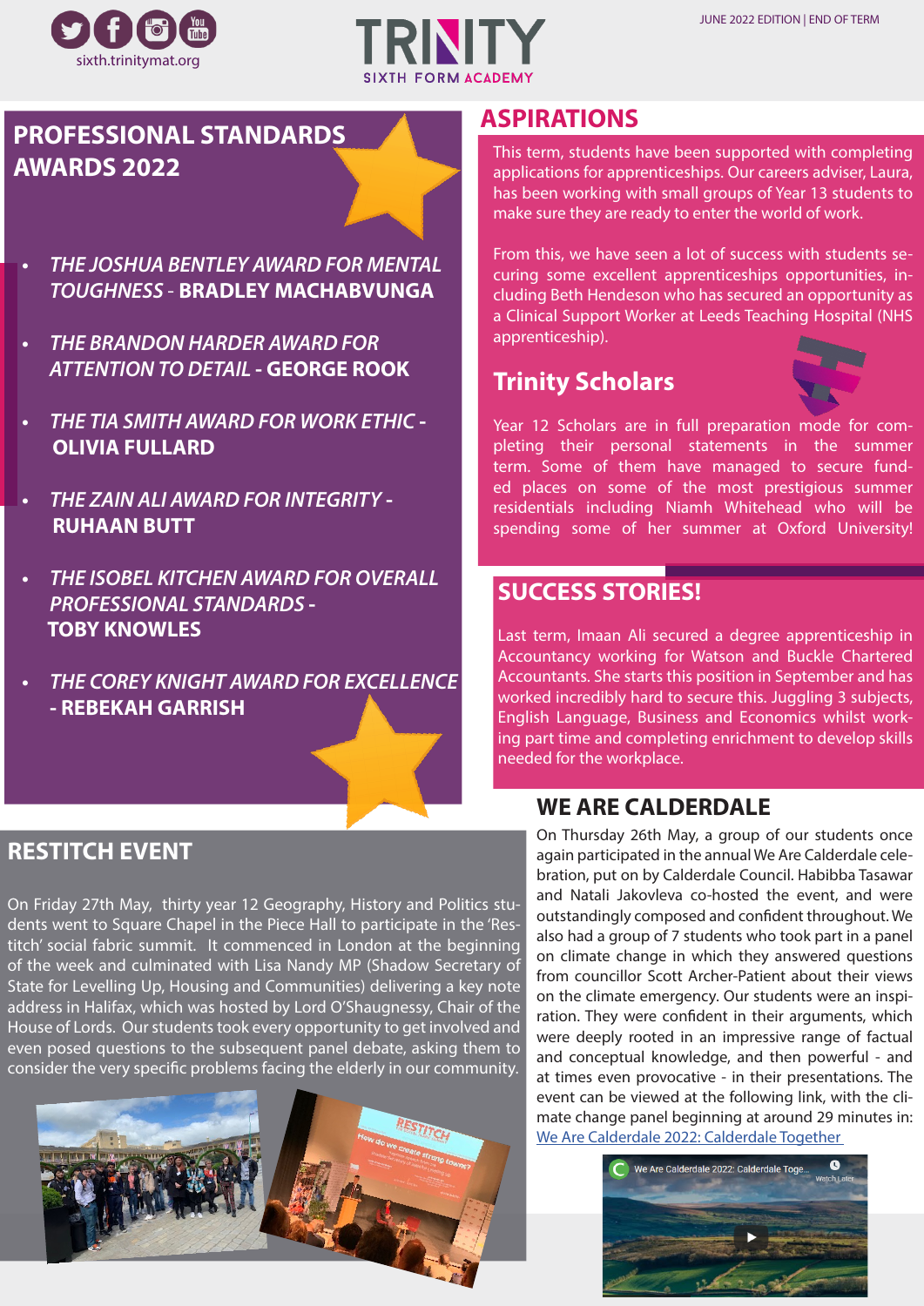sixth.trinitymat.org

# TRINITY SIXTH FORM ACADEMY

JUNE 2022 EDITION | END OF TERM

## PROFESSIONAL STANDARDS AWARDS 2022

- *THE JOSHUA BENTLEY AWARD FOR MENTAL TOUGHNESS* - **BRADLEY MACHABVUNGA**
- *THE BRANDON HARDER AWARD FOR ATTENTION TO DETAIL* - **GEORGE ROOK**
- *THE TIA SMITH AWARD FOR WORK ETHIC* - **OLIVIA FULLARD**
- *THE ZAIN ALI AWARD FOR INTEGRITY* - **RUHAAN BUTT**
- *THE ISOBEL KITCHEN AWARD FOR OVERALL PROFESSIONAL STANDARDS* - **TOBY KNOWLES**
- *THE COREY KNIGHT AWARD FOR EXCELLENCE* - **REBEKAH GARRISH**

## ASPIRATIONS

This term, students have been supported with completing applications for apprenticeships. Our careers adviser, Laura, has been working with small groups of Year 13 students to make sure they are ready to enter the world of work.

From this, we have seen a lot of success with students securing some excellent apprenticeships opportunities, including Beth Hendeson who has secured an opportunity as a Clinical Support Worker at Leeds Teaching Hospital (NHS apprenticeship).

### Trinity Scholars

Year 12 Scholars are in full preparation mode for completing their personal statements in the summer term. Some of them have managed to secure funded places on some of the most prestigious summer residentials including Niamh Whitehead who will be spending some of her summer at Oxford University!

## SUCCESS STORIES!

Last term, Imaan Ali secured a degree apprenticeship in Accountancy working for Watson and Buckle Chartered Accountants. She starts this position in September and has worked incredibly hard to secure this. Juggling 3 subjects, English Language, Business and Economics whilst working part time and completing enrichment to develop skills needed for the workplace.

## RESTITCH EVENT

On Friday 27th May, thirty year 12 Geography, History and Politics students went to Square Chapel in the Piece Hall to participate in the 'Restitch' social fabric summit. It commenced in London at the beginning of the week and culminated with Lisa Nandy MP (Shadow Secretary of State for Levelling Up, Housing and Communities) delivering a key note address in Halifax, which was hosted by Lord O'Shaugnessy, Chair of the House of Lords. Our students took every opportunity to get involved and even posed questions to the subsequent panel debate, asking them to consider the very specific problems facing the elderly in our community.

## WE ARE CALDERDALE

On Thursday 26th May, a group of our students once again participated in the annual We Are Calderdale celebration, put on by Calderdale Council. Habibba Tasawar and Natali Jakovleva co-hosted the event, and were outstandingly composed and confident throughout. We also had a group of 7 students who took part in a panel on climate change in which they answered questions from councillor Scott Archer-Patient about their views on the climate emergency. Our students were an inspiration. They were confident in their arguments, which were deeply rooted in an impressive range of factual and conceptual knowledge, and then powerful - and at times even provocative - in their presentations. The event can be viewed at the following link, with the climate change panel beginning at around 29 minutes in: We Are Calderdale 2022: Calderdale Together